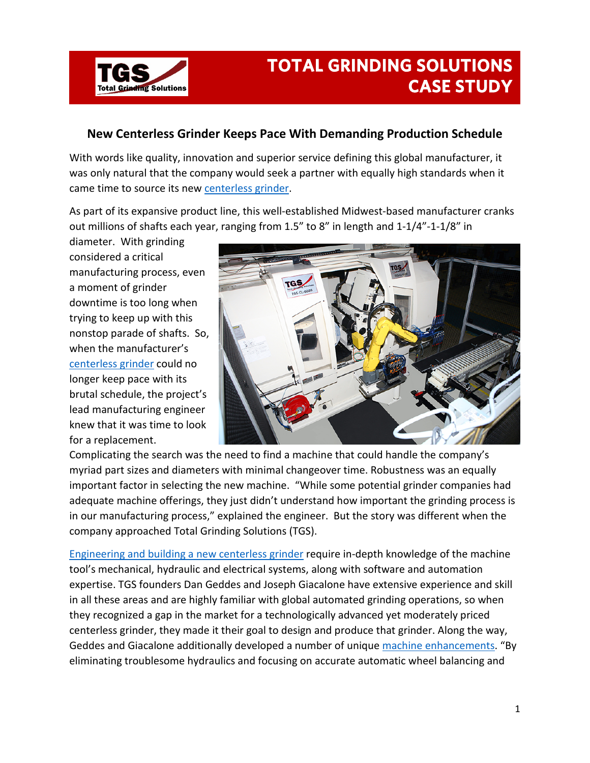# TOTAL GRINDING SOLUTIONS CASE STUDY

## New Centerless Grinder Keeps Pace With Demanding Production Schedule

With words like quality, innovation and superior service defining this global manufacturer, it was only natural that the company would seek a partner with equally high standards when it came time to source its new centerless grinder.

As part of its expansive product line, this well-established Midwest-based manufacturer cranks out millions of shafts each year, ranging from 1.5" to 8" in length and 1-1/4"-1-1/8" in diameter. With grinding considered a critical manufacturing process, even a moment of grinder downtime is too long when trying to keep up with this nonstop parade of shafts. So, when the manufacturer's centerless grinder could no longer keep pace with its brutal schedule, the project's lead manufacturing engineer knew that it was time to look for a replacement.

Complicating the search was the need to find a machine that could handle the company's myriad part sizes and diameters with minimal changeover time. Robustness was an equally important factor in selecting the new machine. "While some potential grinder companies had adequate machine offerings, they just didn't understand how important the grinding process is in our manufacturing process," explained the engineer. But the story was different when the company approached Total Grinding Solutions (TGS).

Engineering and building a new centerless grinder require in-depth knowledge of the machine tool's mechanical, hydraulic and electrical systems, along with software and automation expertise. TGS founders Dan Geddes and Joseph Giacalone have extensive experience and skill in all these areas and are highly familiar with global automated grinding operations, so when they recognized a gap in the market for a technologically advanced yet moderately priced centerless grinder, they made it their goal to design and produce that grinder. Along the way, Geddes and Giacalone additionally developed a number of unique machine enhancements. "By eliminating troublesome hydraulics and focusing on accurate automatic wheel balancing and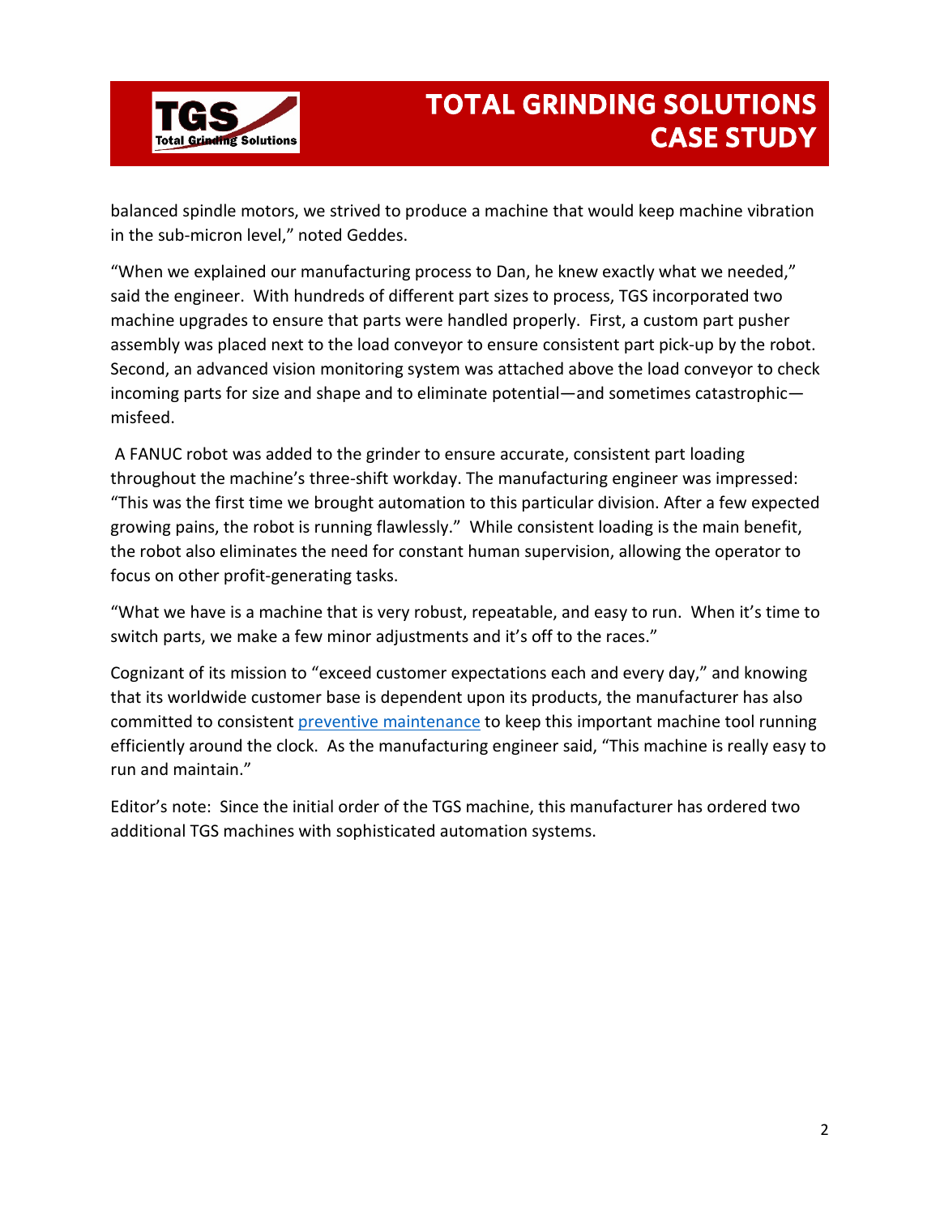balanced spindle motors, we strived to produce a machine that would keep machine vibration in the sub-micron level," noted Geddes.

"When we explained our manufacturing process to Dan, he knew exactly what we needed," said the engineer. With hundreds of different part sizes to process, TGS incorporated two machine upgrades to ensure that parts were handled properly. First, a custom part pusher assembly was placed next to the load conveyor to ensure consistent part pick-up by the robot. Second, an advanced vision monitoring system was attached above the load conveyor to check incoming parts for size and shape and to eliminate potential—and sometimes catastrophic—misfeed.

A FANUC robot was added to the grinder to ensure accurate, consistent part loading throughout the machine's three-shift workday. The manufacturing engineer was impressed: "This was the first time we brought automation to this particular division. After a few expected growing pains, the robot is running flawlessly." While consistent loading is the main benefit, the robot also eliminates the need for constant human supervision, allowing the operator to focus on other profit-generating tasks.

"What we have is a machine that is very robust, repeatable, and easy to run. When it's time to switch parts, we make a few minor adjustments and it's off to the races."

Cognizant of its mission to "exceed customer expectations each and every day," and knowing that its worldwide customer base is dependent upon its products, the manufacturer has also committed to consistent preventive maintenance to keep this important machine tool running efficiently around the clock. As the manufacturing engineer said, "This machine is really easy to run and maintain."

Editor's note: Since the initial order of the TGS machine, this manufacturer has ordered two additional TGS machines with sophisticated automation systems.